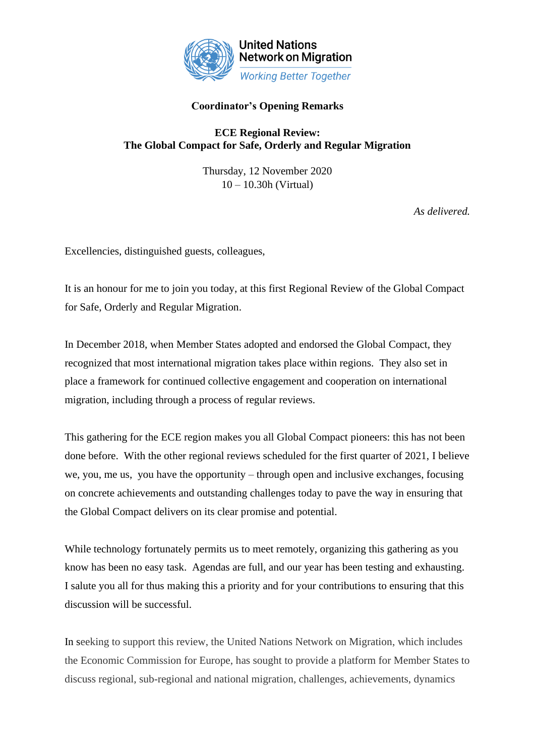United Nations Network on Migration

*Working Better Together*

**Coordinator's Opening Remarks**

**ECE Regional Review: The Global Compact for Safe, Orderly and Regular Migration**

Thursday, 12 November 2020
10 – 10.30h (Virtual)

*As delivered.*

Excellencies, distinguished guests, colleagues,

It is an honour for me to join you today, at this first Regional Review of the Global Compact for Safe, Orderly and Regular Migration.

In December 2018, when Member States adopted and endorsed the Global Compact, they recognized that most international migration takes place within regions. They also set in place a framework for continued collective engagement and cooperation on international migration, including through a process of regular reviews.

This gathering for the ECE region makes you all Global Compact pioneers: this has not been done before. With the other regional reviews scheduled for the first quarter of 2021, I believe we, you, me us, you have the opportunity – through open and inclusive exchanges, focusing on concrete achievements and outstanding challenges today to pave the way in ensuring that the Global Compact delivers on its clear promise and potential.

While technology fortunately permits us to meet remotely, organizing this gathering as you know has been no easy task. Agendas are full, and our year has been testing and exhausting. I salute you all for thus making this a priority and for your contributions to ensuring that this discussion will be successful.

In seeking to support this review, the United Nations Network on Migration, which includes the Economic Commission for Europe, has sought to provide a platform for Member States to discuss regional, sub-regional and national migration, challenges, achievements, dynamics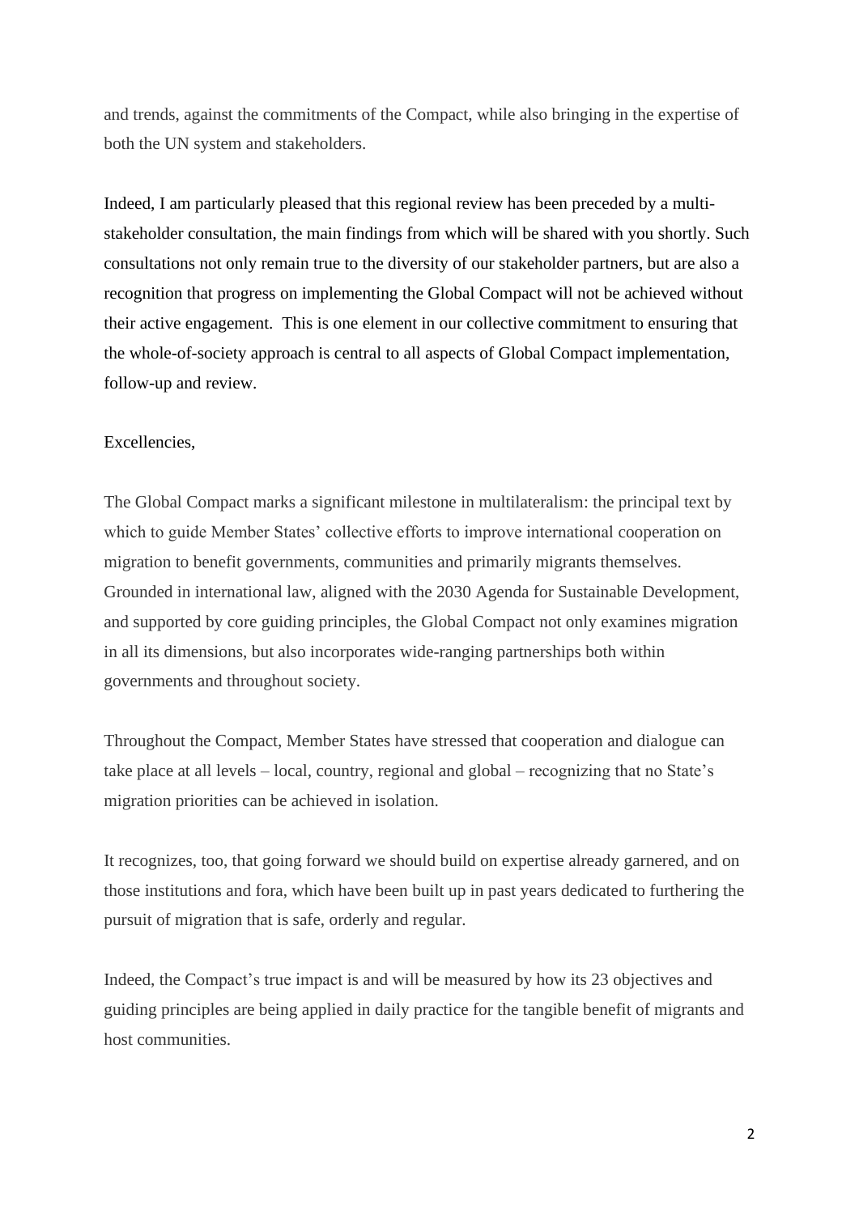and trends, against the commitments of the Compact, while also bringing in the expertise of both the UN system and stakeholders.

Indeed, I am particularly pleased that this regional review has been preceded by a multi-stakeholder consultation, the main findings from which will be shared with you shortly. Such consultations not only remain true to the diversity of our stakeholder partners, but are also a recognition that progress on implementing the Global Compact will not be achieved without their active engagement. This is one element in our collective commitment to ensuring that the whole-of-society approach is central to all aspects of Global Compact implementation, follow-up and review.

Excellencies,

The Global Compact marks a significant milestone in multilateralism: the principal text by which to guide Member States' collective efforts to improve international cooperation on migration to benefit governments, communities and primarily migrants themselves. Grounded in international law, aligned with the 2030 Agenda for Sustainable Development, and supported by core guiding principles, the Global Compact not only examines migration in all its dimensions, but also incorporates wide-ranging partnerships both within governments and throughout society.

Throughout the Compact, Member States have stressed that cooperation and dialogue can take place at all levels – local, country, regional and global – recognizing that no State's migration priorities can be achieved in isolation.

It recognizes, too, that going forward we should build on expertise already garnered, and on those institutions and fora, which have been built up in past years dedicated to furthering the pursuit of migration that is safe, orderly and regular.

Indeed, the Compact's true impact is and will be measured by how its 23 objectives and guiding principles are being applied in daily practice for the tangible benefit of migrants and host communities.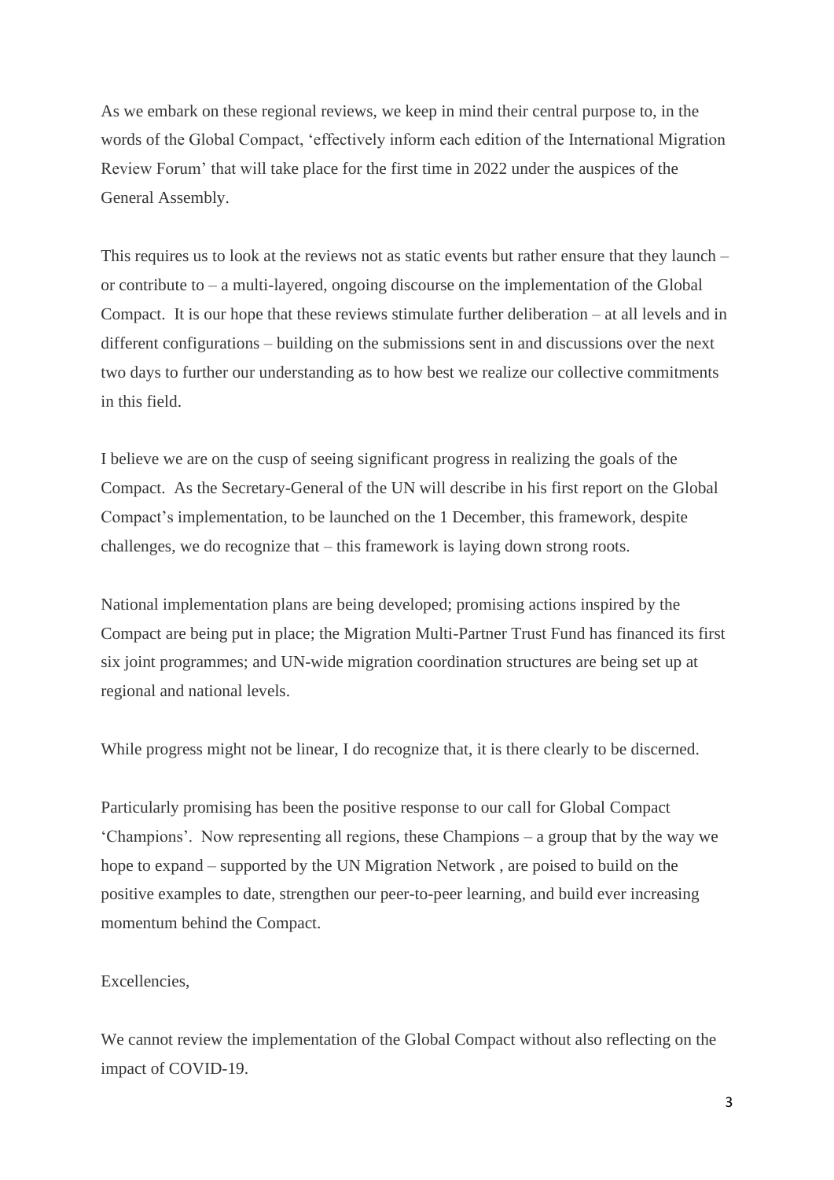As we embark on these regional reviews, we keep in mind their central purpose to, in the words of the Global Compact, 'effectively inform each edition of the International Migration Review Forum' that will take place for the first time in 2022 under the auspices of the General Assembly.

This requires us to look at the reviews not as static events but rather ensure that they launch – or contribute to – a multi-layered, ongoing discourse on the implementation of the Global Compact. It is our hope that these reviews stimulate further deliberation – at all levels and in different configurations – building on the submissions sent in and discussions over the next two days to further our understanding as to how best we realize our collective commitments in this field.

I believe we are on the cusp of seeing significant progress in realizing the goals of the Compact. As the Secretary-General of the UN will describe in his first report on the Global Compact's implementation, to be launched on the 1 December, this framework, despite challenges, we do recognize that – this framework is laying down strong roots.

National implementation plans are being developed; promising actions inspired by the Compact are being put in place; the Migration Multi-Partner Trust Fund has financed its first six joint programmes; and UN-wide migration coordination structures are being set up at regional and national levels.

While progress might not be linear, I do recognize that, it is there clearly to be discerned.

Particularly promising has been the positive response to our call for Global Compact 'Champions'. Now representing all regions, these Champions – a group that by the way we hope to expand – supported by the UN Migration Network , are poised to build on the positive examples to date, strengthen our peer-to-peer learning, and build ever increasing momentum behind the Compact.

Excellencies,

We cannot review the implementation of the Global Compact without also reflecting on the impact of COVID-19.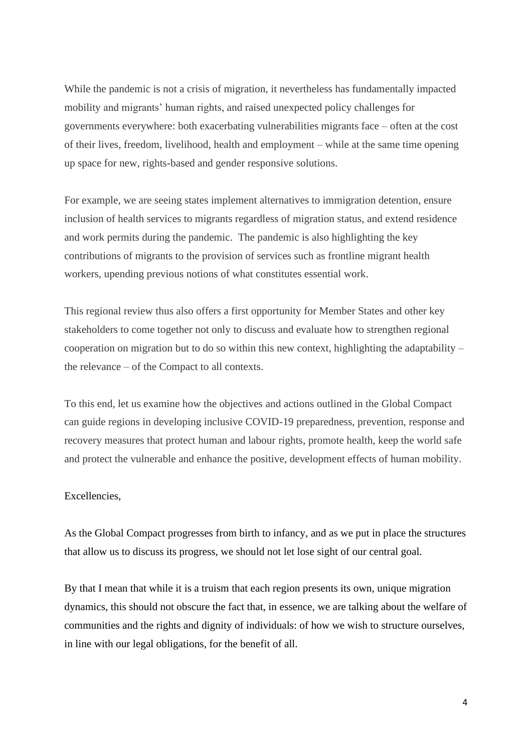While the pandemic is not a crisis of migration, it nevertheless has fundamentally impacted mobility and migrants' human rights, and raised unexpected policy challenges for governments everywhere: both exacerbating vulnerabilities migrants face – often at the cost of their lives, freedom, livelihood, health and employment – while at the same time opening up space for new, rights-based and gender responsive solutions.

For example, we are seeing states implement alternatives to immigration detention, ensure inclusion of health services to migrants regardless of migration status, and extend residence and work permits during the pandemic. The pandemic is also highlighting the key contributions of migrants to the provision of services such as frontline migrant health workers, upending previous notions of what constitutes essential work.

This regional review thus also offers a first opportunity for Member States and other key stakeholders to come together not only to discuss and evaluate how to strengthen regional cooperation on migration but to do so within this new context, highlighting the adaptability – the relevance – of the Compact to all contexts.

To this end, let us examine how the objectives and actions outlined in the Global Compact can guide regions in developing inclusive COVID-19 preparedness, prevention, response and recovery measures that protect human and labour rights, promote health, keep the world safe and protect the vulnerable and enhance the positive, development effects of human mobility.

Excellencies,

As the Global Compact progresses from birth to infancy, and as we put in place the structures that allow us to discuss its progress, we should not let lose sight of our central goal.

By that I mean that while it is a truism that each region presents its own, unique migration dynamics, this should not obscure the fact that, in essence, we are talking about the welfare of communities and the rights and dignity of individuals: of how we wish to structure ourselves, in line with our legal obligations, for the benefit of all.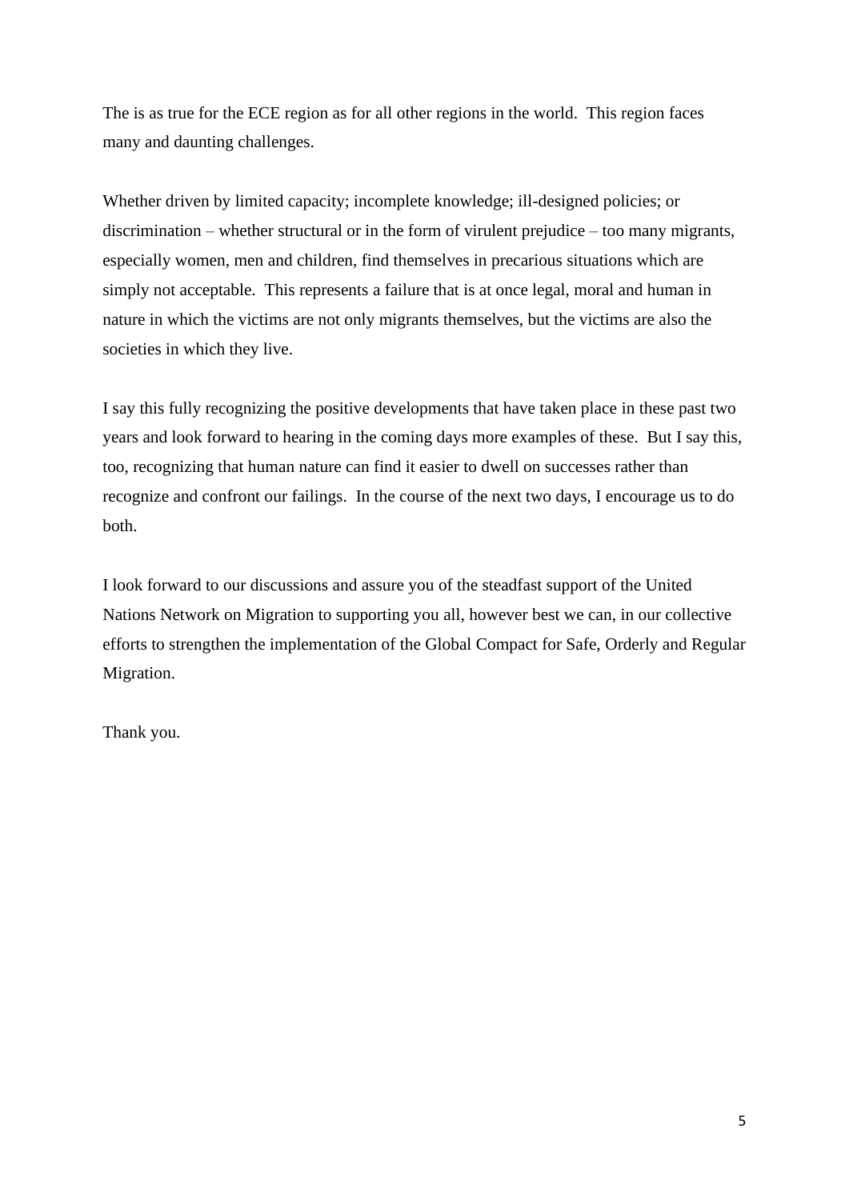The is as true for the ECE region as for all other regions in the world. This region faces many and daunting challenges.

Whether driven by limited capacity; incomplete knowledge; ill-designed policies; or discrimination – whether structural or in the form of virulent prejudice – too many migrants, especially women, men and children, find themselves in precarious situations which are simply not acceptable. This represents a failure that is at once legal, moral and human in nature in which the victims are not only migrants themselves, but the victims are also the societies in which they live.

I say this fully recognizing the positive developments that have taken place in these past two years and look forward to hearing in the coming days more examples of these. But I say this, too, recognizing that human nature can find it easier to dwell on successes rather than recognize and confront our failings. In the course of the next two days, I encourage us to do both.

I look forward to our discussions and assure you of the steadfast support of the United Nations Network on Migration to supporting you all, however best we can, in our collective efforts to strengthen the implementation of the Global Compact for Safe, Orderly and Regular Migration.

Thank you.